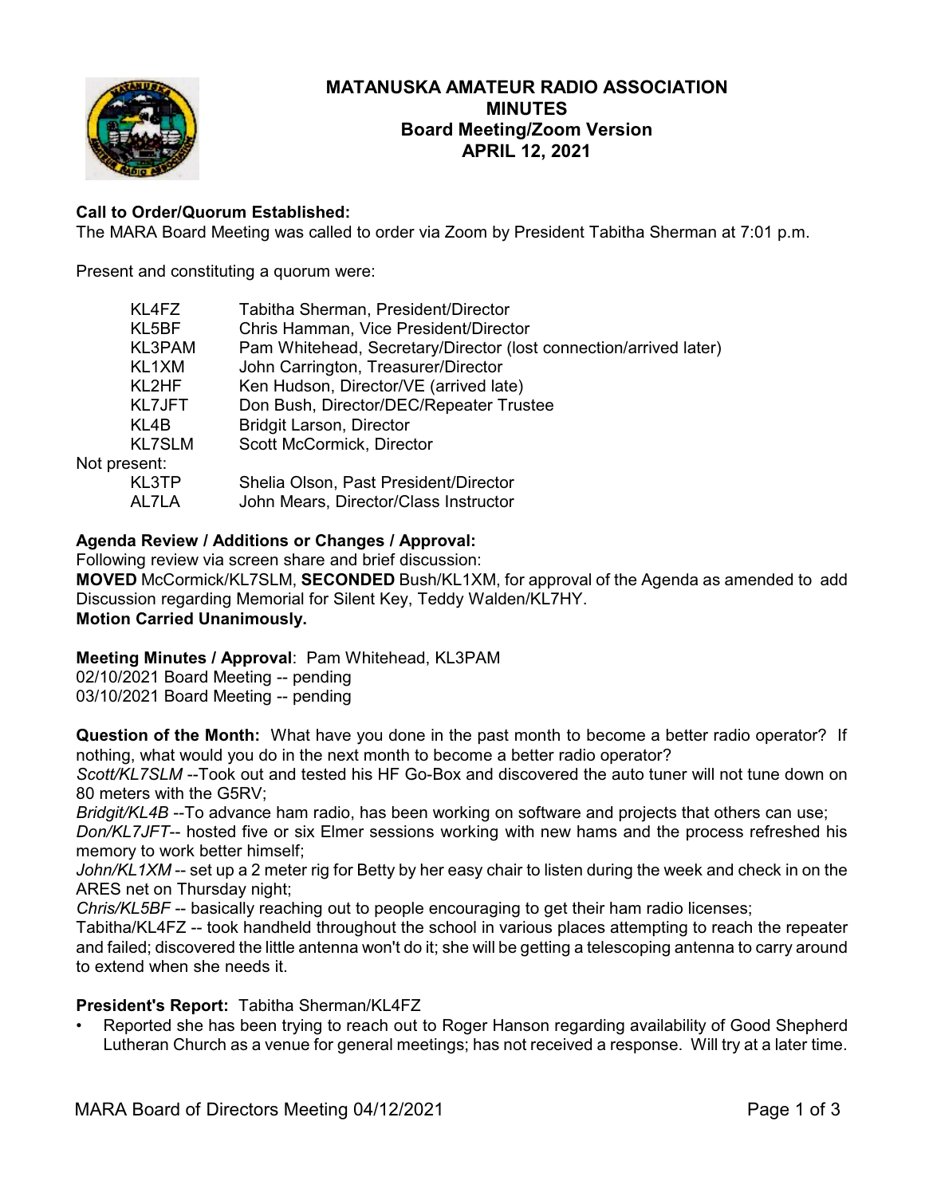# MATANUSKA AMATEUR RADIO ASSOCIATION
## MINUTES
## Board Meeting/Zoom Version
## APRIL 12, 2021

**Call to Order/Quorum Established:**
The MARA Board Meeting was called to order via Zoom by President Tabitha Sherman at 7:01 p.m.

Present and constituting a quorum were:

| | |
|---|---|
| KL4FZ | Tabitha Sherman, President/Director |
| KL5BF | Chris Hamman, Vice President/Director |
| KL3PAM | Pam Whitehead, Secretary/Director (lost connection/arrived later) |
| KL1XM | John Carrington, Treasurer/Director |
| KL2HF | Ken Hudson, Director/VE (arrived late) |
| KL7JFT | Don Bush, Director/DEC/Repeater Trustee |
| KL4B | Bridgit Larson, Director |
| KL7SLM | Scott McCormick, Director |

Not present:

| | |
|---|---|
| KL3TP | Shelia Olson, Past President/Director |
| AL7LA | John Mears, Director/Class Instructor |

**Agenda Review / Additions or Changes / Approval:**
Following review via screen share and brief discussion:
**MOVED** McCormick/KL7SLM, **SECONDED** Bush/KL1XM, for approval of the Agenda as amended to add Discussion regarding Memorial for Silent Key, Teddy Walden/KL7HY.
**Motion Carried Unanimously.**

**Meeting Minutes / Approval**: Pam Whitehead, KL3PAM
02/10/2021 Board Meeting -- pending
03/10/2021 Board Meeting -- pending

**Question of the Month:** What have you done in the past month to become a better radio operator? If nothing, what would you do in the next month to become a better radio operator?
*Scott/KL7SLM* --Took out and tested his HF Go-Box and discovered the auto tuner will not tune down on 80 meters with the G5RV;
*Bridgit/KL4B* --To advance ham radio, has been working on software and projects that others can use;
*Don/KL7JFT*-- hosted five or six Elmer sessions working with new hams and the process refreshed his memory to work better himself;
*John/KL1XM* -- set up a 2 meter rig for Betty by her easy chair to listen during the week and check in on the ARES net on Thursday night;
*Chris/KL5BF* -- basically reaching out to people encouraging to get their ham radio licenses;
Tabitha/KL4FZ -- took handheld throughout the school in various places attempting to reach the repeater and failed; discovered the little antenna won't do it; she will be getting a telescoping antenna to carry around to extend when she needs it.

**President's Report:** Tabitha Sherman/KL4FZ

- Reported she has been trying to reach out to Roger Hanson regarding availability of Good Shepherd Lutheran Church as a venue for general meetings; has not received a response. Will try at a later time.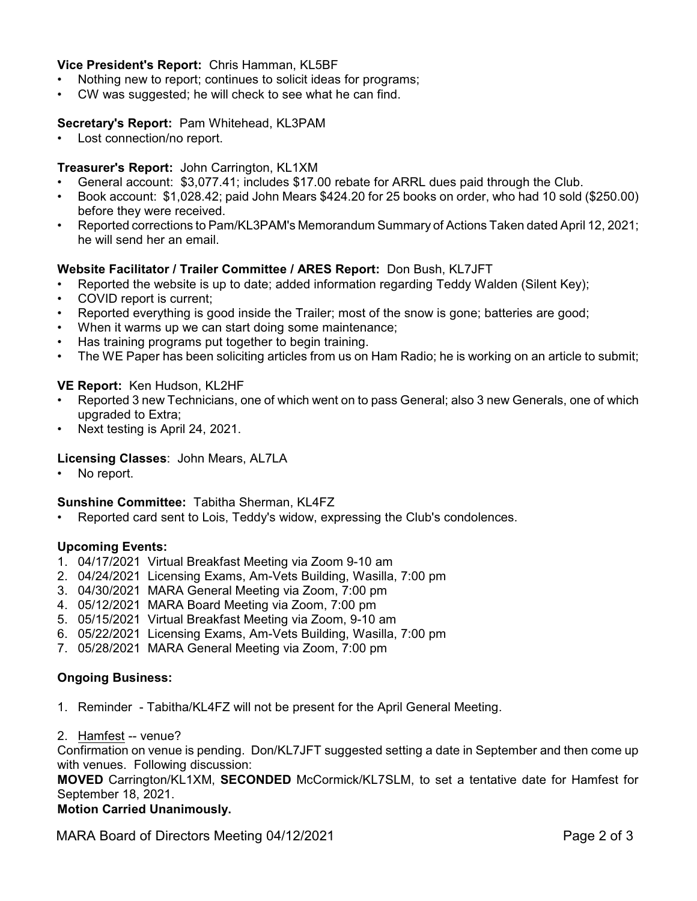**Vice President's Report:** Chris Hamman, KL5BF

- Nothing new to report; continues to solicit ideas for programs;
- CW was suggested; he will check to see what he can find.

**Secretary's Report:** Pam Whitehead, KL3PAM

- Lost connection/no report.

**Treasurer's Report:** John Carrington, KL1XM

- General account: $3,077.41; includes $17.00 rebate for ARRL dues paid through the Club.
- Book account: $1,028.42; paid John Mears $424.20 for 25 books on order, who had 10 sold ($250.00) before they were received.
- Reported corrections to Pam/KL3PAM's Memorandum Summary of Actions Taken dated April 12, 2021; he will send her an email.

**Website Facilitator / Trailer Committee / ARES Report:** Don Bush, KL7JFT

- Reported the website is up to date; added information regarding Teddy Walden (Silent Key);
- COVID report is current;
- Reported everything is good inside the Trailer; most of the snow is gone; batteries are good;
- When it warms up we can start doing some maintenance;
- Has training programs put together to begin training.
- The WE Paper has been soliciting articles from us on Ham Radio; he is working on an article to submit;

**VE Report:** Ken Hudson, KL2HF

- Reported 3 new Technicians, one of which went on to pass General; also 3 new Generals, one of which upgraded to Extra;
- Next testing is April 24, 2021.

**Licensing Classes**: John Mears, AL7LA

- No report.

**Sunshine Committee:** Tabitha Sherman, KL4FZ

- Reported card sent to Lois, Teddy's widow, expressing the Club's condolences.

**Upcoming Events:**

1. 04/17/2021 Virtual Breakfast Meeting via Zoom 9-10 am
2. 04/24/2021 Licensing Exams, Am-Vets Building, Wasilla, 7:00 pm
3. 04/30/2021 MARA General Meeting via Zoom, 7:00 pm
4. 05/12/2021 MARA Board Meeting via Zoom, 7:00 pm
5. 05/15/2021 Virtual Breakfast Meeting via Zoom, 9-10 am
6. 05/22/2021 Licensing Exams, Am-Vets Building, Wasilla, 7:00 pm
7. 05/28/2021 MARA General Meeting via Zoom, 7:00 pm

**Ongoing Business:**

1. Reminder - Tabitha/KL4FZ will not be present for the April General Meeting.

2. Hamfest -- venue?

Confirmation on venue is pending. Don/KL7JFT suggested setting a date in September and then come up with venues. Following discussion:

**MOVED** Carrington/KL1XM, **SECONDED** McCormick/KL7SLM, to set a tentative date for Hamfest for September 18, 2021.

**Motion Carried Unanimously.**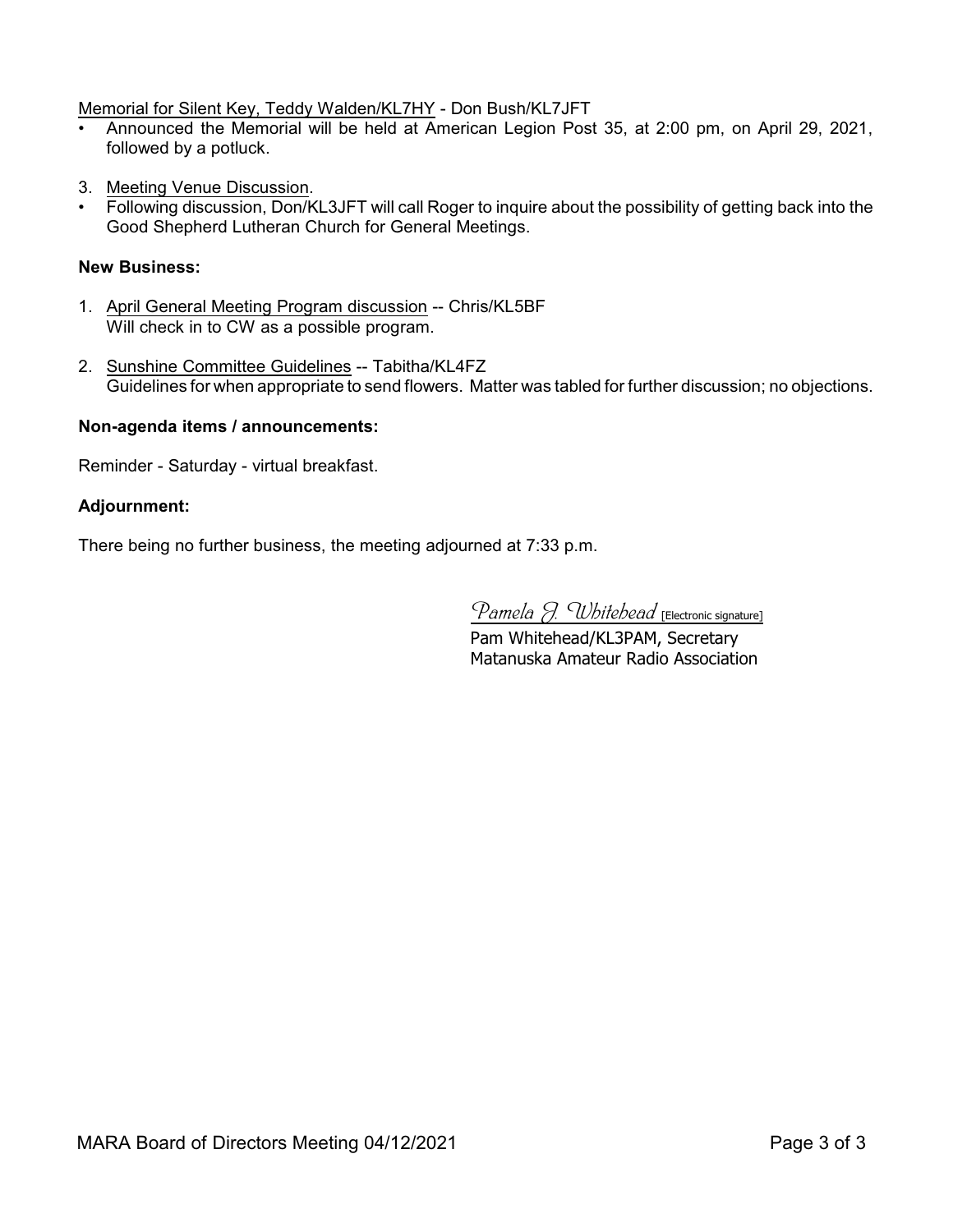Memorial for Silent Key, Teddy Walden/KL7HY - Don Bush/KL7JFT

- Announced the Memorial will be held at American Legion Post 35, at 2:00 pm, on April 29, 2021, followed by a potluck.

3. Meeting Venue Discussion.

- Following discussion, Don/KL3JFT will call Roger to inquire about the possibility of getting back into the Good Shepherd Lutheran Church for General Meetings.

**New Business:**

1. April General Meeting Program discussion -- Chris/KL5BF
   Will check in to CW as a possible program.

2. Sunshine Committee Guidelines -- Tabitha/KL4FZ
   Guidelines for when appropriate to send flowers. Matter was tabled for further discussion; no objections.

**Non-agenda items / announcements:**

Reminder - Saturday - virtual breakfast.

**Adjournment:**

There being no further business, the meeting adjourned at 7:33 p.m.

*Pamela J. Whitehead* [Electronic signature]
Pam Whitehead/KL3PAM, Secretary
Matanuska Amateur Radio Association